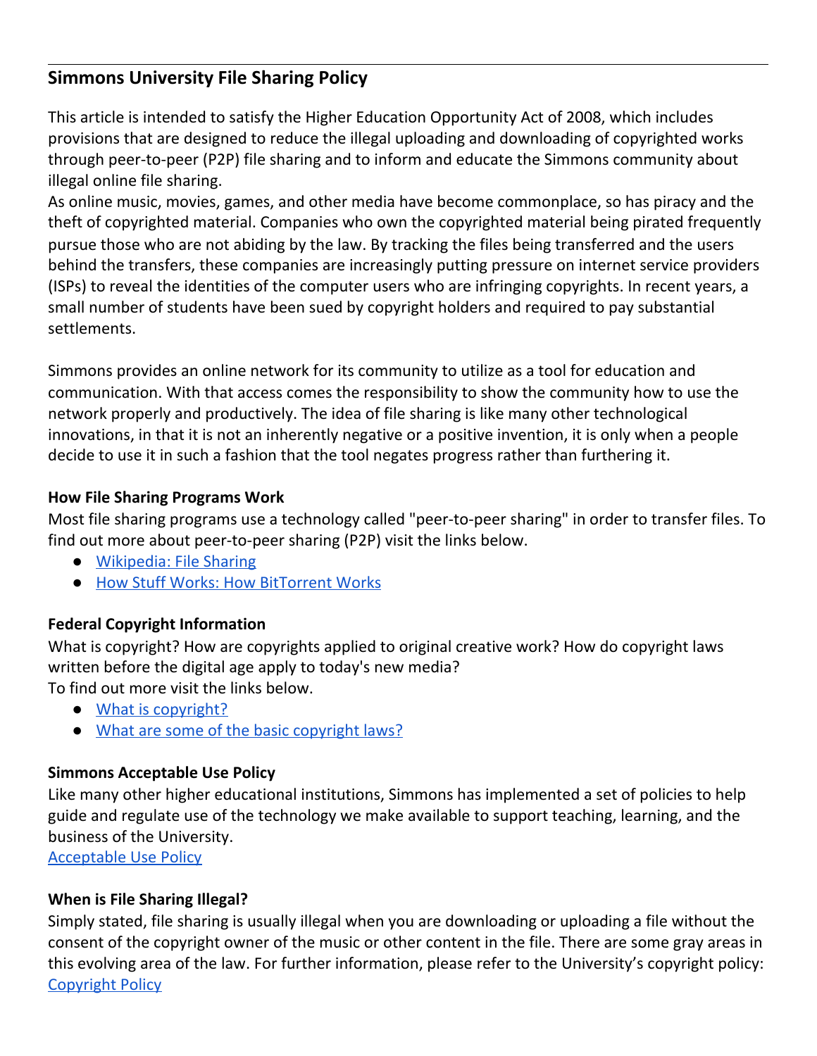## Simmons University File Sharing Policy

This article is intended to satisfy the Higher Education Opportunity Act of 2008, which includes provisions that are designed to reduce the illegal uploading and downloading of copyrighted works through peer-to-peer (P2P) file sharing and to inform and educate the Simmons community about illegal online file sharing.

As online music, movies, games, and other media have become commonplace, so has piracy and the theft of copyrighted material. Companies who own the copyrighted material being pirated frequently pursue those who are not abiding by the law. By tracking the files being transferred and the users behind the transfers, these companies are increasingly putting pressure on internet service providers (ISPs) to reveal the identities of the computer users who are infringing copyrights. In recent years, a small number of students have been sued by copyright holders and required to pay substantial settlements.

Simmons provides an online network for its community to utilize as a tool for education and communication. With that access comes the responsibility to show the community how to use the network properly and productively. The idea of file sharing is like many other technological innovations, in that it is not an inherently negative or a positive invention, it is only when a people decide to use it in such a fashion that the tool negates progress rather than furthering it.

### How File Sharing Programs Work

Most file sharing programs use a technology called "peer-to-peer sharing" in order to transfer files. To find out more about peer-to-peer sharing (P2P) visit the links below.

- Wikipedia: File Sharing
- How Stuff Works: How BitTorrent Works

### Federal Copyright Information

What is copyright? How are copyrights applied to original creative work? How do copyright laws written before the digital age apply to today's new media?

To find out more visit the links below.

- What is copyright?
- What are some of the basic copyright laws?

### Simmons Acceptable Use Policy

Like many other higher educational institutions, Simmons has implemented a set of policies to help guide and regulate use of the technology we make available to support teaching, learning, and the business of the University.

Acceptable Use Policy

### When is File Sharing Illegal?

Simply stated, file sharing is usually illegal when you are downloading or uploading a file without the consent of the copyright owner of the music or other content in the file. There are some gray areas in this evolving area of the law. For further information, please refer to the University's copyright policy: Copyright Policy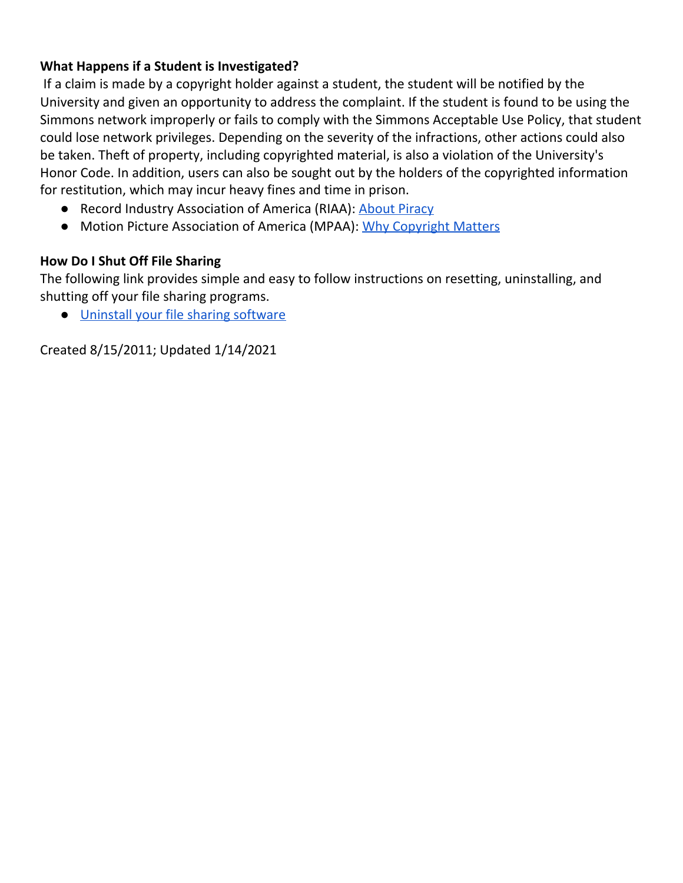**What Happens if a Student is Investigated?**

If a claim is made by a copyright holder against a student, the student will be notified by the University and given an opportunity to address the complaint. If the student is found to be using the Simmons network improperly or fails to comply with the Simmons Acceptable Use Policy, that student could lose network privileges. Depending on the severity of the infractions, other actions could also be taken. Theft of property, including copyrighted material, is also a violation of the University's Honor Code. In addition, users can also be sought out by the holders of the copyrighted information for restitution, which may incur heavy fines and time in prison.

- Record Industry Association of America (RIAA): About Piracy
- Motion Picture Association of America (MPAA): Why Copyright Matters

**How Do I Shut Off File Sharing**

The following link provides simple and easy to follow instructions on resetting, uninstalling, and shutting off your file sharing programs.

- Uninstall your file sharing software

Created 8/15/2011; Updated 1/14/2021